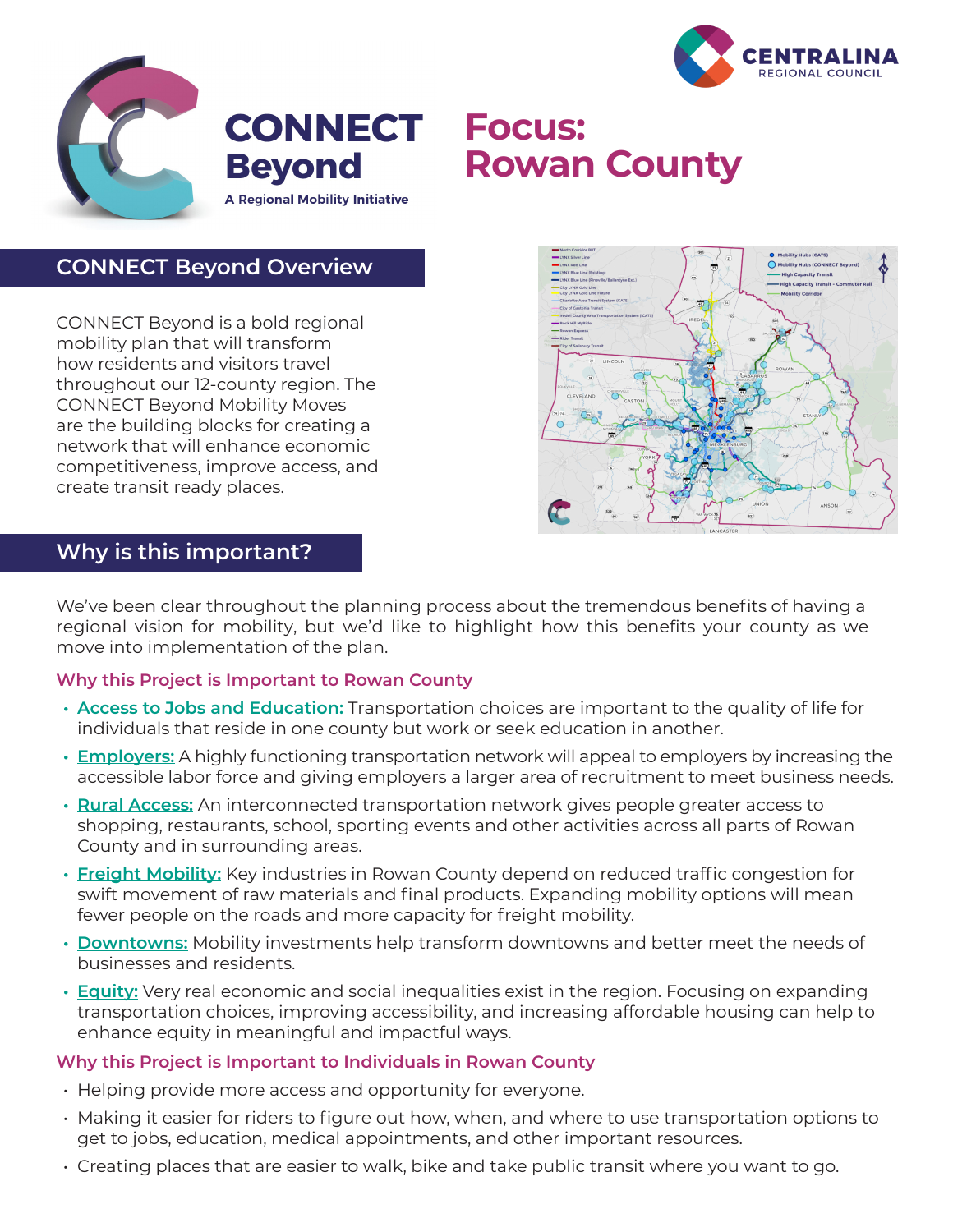# CONNECT Beyond

A Regional Mobility Initiative

CENTRALINA REGIONAL COUNCIL

# Focus: Rowan County

## CONNECT Beyond Overview

CONNECT Beyond is a bold regional mobility plan that will transform how residents and visitors travel throughout our 12-county region. The CONNECT Beyond Mobility Moves are the building blocks for creating a network that will enhance economic competitiveness, improve access, and create transit ready places.

## Why is this important?

We've been clear throughout the planning process about the tremendous benefits of having a regional vision for mobility, but we'd like to highlight how this benefits your county as we move into implementation of the plan.

### Why this Project is Important to Rowan County

- **Access to Jobs and Education:** Transportation choices are important to the quality of life for individuals that reside in one county but work or seek education in another.
- **Employers:** A highly functioning transportation network will appeal to employers by increasing the accessible labor force and giving employers a larger area of recruitment to meet business needs.
- **Rural Access:** An interconnected transportation network gives people greater access to shopping, restaurants, school, sporting events and other activities across all parts of Rowan County and in surrounding areas.
- **Freight Mobility:** Key industries in Rowan County depend on reduced traffic congestion for swift movement of raw materials and final products. Expanding mobility options will mean fewer people on the roads and more capacity for freight mobility.
- **Downtowns:** Mobility investments help transform downtowns and better meet the needs of businesses and residents.
- **Equity:** Very real economic and social inequalities exist in the region. Focusing on expanding transportation choices, improving accessibility, and increasing affordable housing can help to enhance equity in meaningful and impactful ways.

### Why this Project is Important to Individuals in Rowan County

- Helping provide more access and opportunity for everyone.
- Making it easier for riders to figure out how, when, and where to use transportation options to get to jobs, education, medical appointments, and other important resources.
- Creating places that are easier to walk, bike and take public transit where you want to go.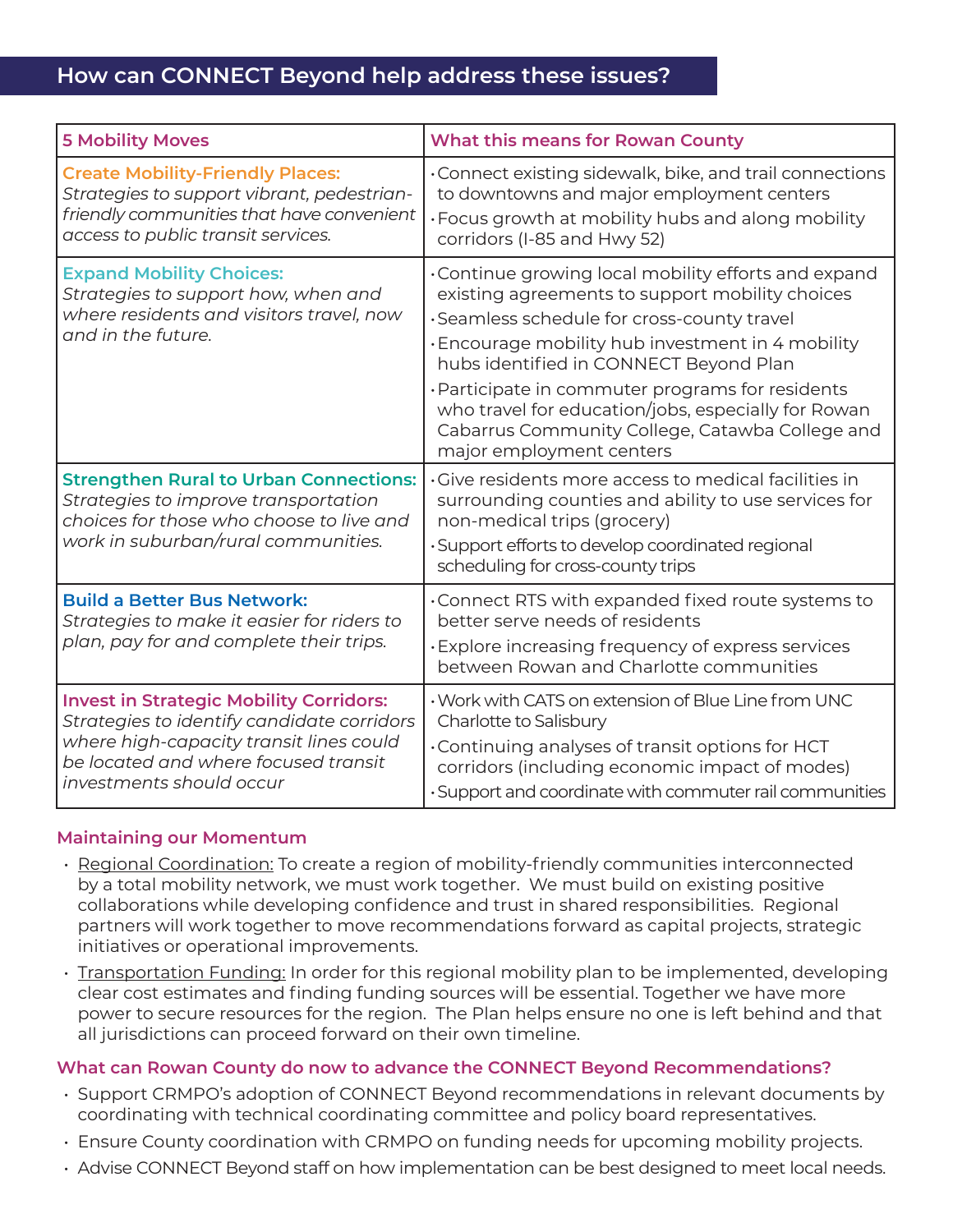## How can CONNECT Beyond help address these issues?

| 5 Mobility Moves | What this means for Rowan County |
|---|---|
| **Create Mobility-Friendly Places:** *Strategies to support vibrant, pedestrian-friendly communities that have convenient access to public transit services.* | • Connect existing sidewalk, bike, and trail connections to downtowns and major employment centers<br>• Focus growth at mobility hubs and along mobility corridors (I-85 and Hwy 52) |
| **Expand Mobility Choices:** *Strategies to support how, when and where residents and visitors travel, now and in the future.* | • Continue growing local mobility efforts and expand existing agreements to support mobility choices<br>• Seamless schedule for cross-county travel<br>• Encourage mobility hub investment in 4 mobility hubs identified in CONNECT Beyond Plan<br>• Participate in commuter programs for residents who travel for education/jobs, especially for Rowan Cabarrus Community College, Catawba College and major employment centers |
| **Strengthen Rural to Urban Connections:** *Strategies to improve transportation choices for those who choose to live and work in suburban/rural communities.* | • Give residents more access to medical facilities in surrounding counties and ability to use services for non-medical trips (grocery)<br>• Support efforts to develop coordinated regional scheduling for cross-county trips |
| **Build a Better Bus Network:** *Strategies to make it easier for riders to plan, pay for and complete their trips.* | • Connect RTS with expanded fixed route systems to better serve needs of residents<br>• Explore increasing frequency of express services between Rowan and Charlotte communities |
| **Invest in Strategic Mobility Corridors:** *Strategies to identify candidate corridors where high-capacity transit lines could be located and where focused transit investments should occur* | • Work with CATS on extension of Blue Line from UNC Charlotte to Salisbury<br>• Continuing analyses of transit options for HCT corridors (including economic impact of modes)<br>• Support and coordinate with commuter rail communities |

### Maintaining our Momentum

- Regional Coordination: To create a region of mobility-friendly communities interconnected by a total mobility network, we must work together. We must build on existing positive collaborations while developing confidence and trust in shared responsibilities. Regional partners will work together to move recommendations forward as capital projects, strategic initiatives or operational improvements.
- Transportation Funding: In order for this regional mobility plan to be implemented, developing clear cost estimates and finding funding sources will be essential. Together we have more power to secure resources for the region. The Plan helps ensure no one is left behind and that all jurisdictions can proceed forward on their own timeline.

### What can Rowan County do now to advance the CONNECT Beyond Recommendations?

- Support CRMPO's adoption of CONNECT Beyond recommendations in relevant documents by coordinating with technical coordinating committee and policy board representatives.
- Ensure County coordination with CRMPO on funding needs for upcoming mobility projects.
- Advise CONNECT Beyond staff on how implementation can be best designed to meet local needs.